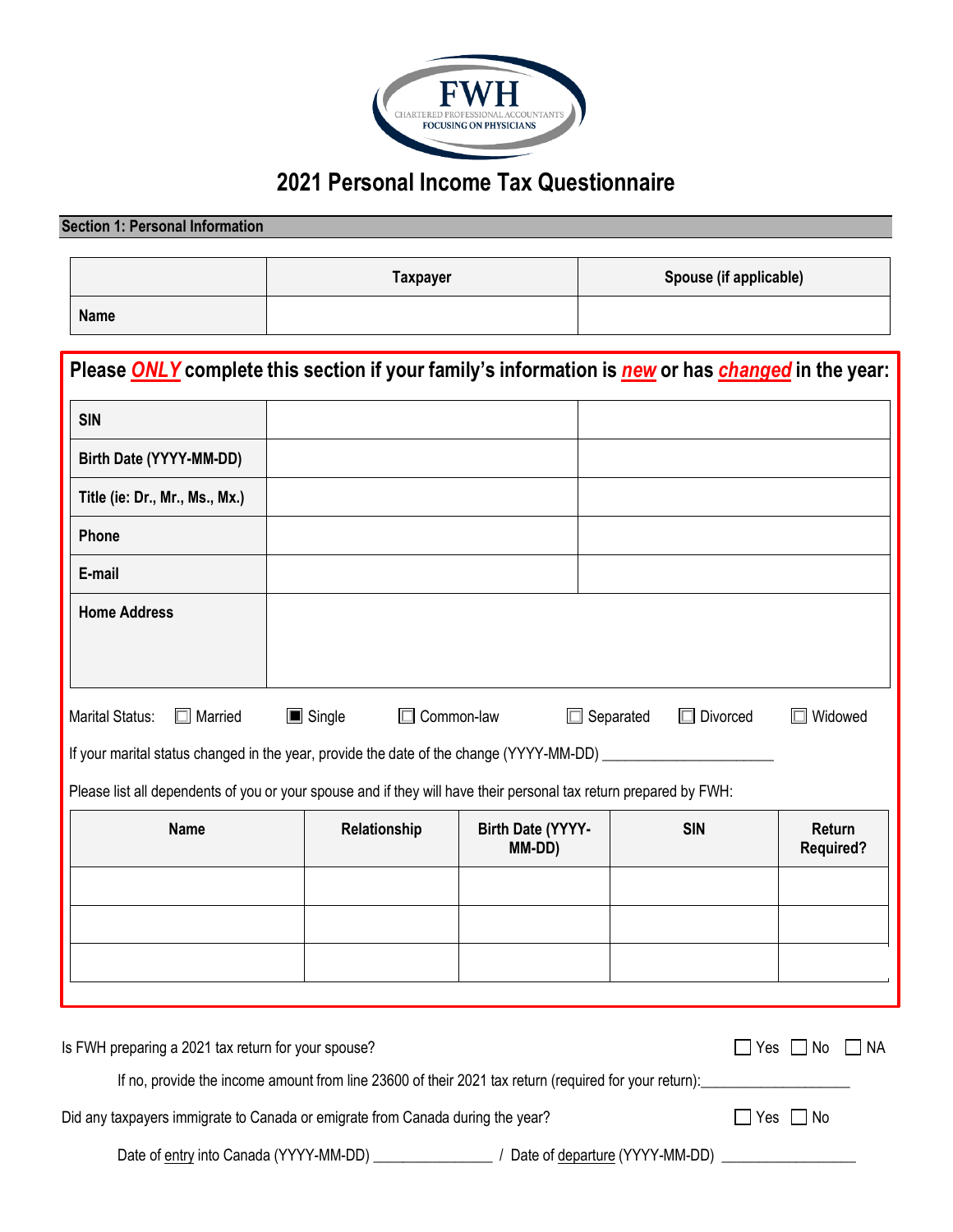FWH
CHARTERED PROFESSIONAL ACCOUNTANTS
FOCUSING ON PHYSICIANS

# 2021 Personal Income Tax Questionnaire

## Section 1: Personal Information

| | Taxpayer | Spouse (if applicable) |
|---|---|---|
| **Name** | | |

**Please *ONLY* complete this section if your family's information is *new* or has *changed* in the year:**

| | | |
|---|---|---|
| **SIN** | | |
| **Birth Date (YYYY-MM-DD)** | | |
| **Title (ie: Dr., Mr., Ms., Mx.)** | | |
| **Phone** | | |
| **E-mail** | | |
| **Home Address** | | |

Marital Status: ☐ Married ☒ Single ☐ Common-law ☐ Separated ☐ Divorced ☐ Widowed

If your marital status changed in the year, provide the date of the change (YYYY-MM-DD) ______________________

Please list all dependents of you or your spouse and if they will have their personal tax return prepared by FWH:

| Name | Relationship | Birth Date (YYYY-MM-DD) | SIN | Return Required? |
|---|---|---|---|---|
| | | | | |
| | | | | |
| | | | | |

Is FWH preparing a 2021 tax return for your spouse? ☐ Yes ☐ No ☐ NA

If no, provide the income amount from line 23600 of their 2021 tax return (required for your return):__________________

Did any taxpayers immigrate to Canada or emigrate from Canada during the year? ☐ Yes ☐ No

Date of entry into Canada (YYYY-MM-DD) _______________ / Date of departure (YYYY-MM-DD) __________________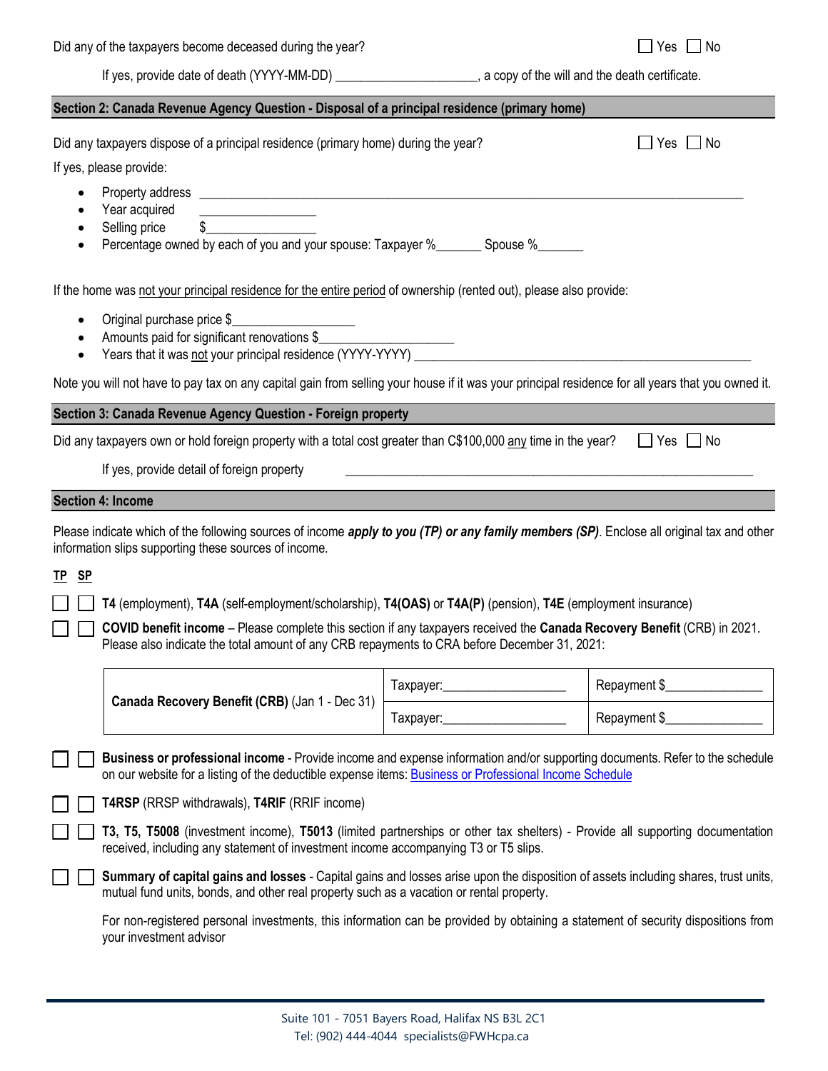Did any of the taxpayers become deceased during the year? ☐ Yes ☐ No

If yes, provide date of death (YYYY-MM-DD) ____________________, a copy of the will and the death certificate.

## Section 2: Canada Revenue Agency Question - Disposal of a principal residence (primary home)

Did any taxpayers dispose of a principal residence (primary home) during the year? ☐ Yes ☐ No

If yes, please provide:

- Property address ____________________________________________________________
- Year acquired ________________
- Selling price $________________
- Percentage owned by each of you and your spouse: Taxpayer %_______ Spouse %_______

If the home was not your principal residence for the entire period of ownership (rented out), please also provide:

- Original purchase price $__________________
- Amounts paid for significant renovations $____________________
- Years that it was not your principal residence (YYYY-YYYY) ______________________________________

Note you will not have to pay tax on any capital gain from selling your house if it was your principal residence for all years that you owned it.

## Section 3: Canada Revenue Agency Question - Foreign property

Did any taxpayers own or hold foreign property with a total cost greater than C$100,000 any time in the year? ☐ Yes ☐ No

If yes, provide detail of foreign property ____________________________________________

## Section 4: Income

Please indicate which of the following sources of income ***apply to you (TP) or any family members (SP)***. Enclose all original tax and other information slips supporting these sources of income.

**TP SP**

☐ ☐ **T4** (employment), **T4A** (self-employment/scholarship), **T4(OAS)** or **T4A(P)** (pension), **T4E** (employment insurance)

☐ ☐ **COVID benefit income** – Please complete this section if any taxpayers received the **Canada Recovery Benefit** (CRB) in 2021. Please also indicate the total amount of any CRB repayments to CRA before December 31, 2021:

| **Canada Recovery Benefit (CRB)** (Jan 1 - Dec 31) | Taxpayer:________________ | Repayment $_____________ |
|---|---|---|
| | Taxpayer:________________ | Repayment $_____________ |

☐ ☐ **Business or professional income** - Provide income and expense information and/or supporting documents. Refer to the schedule on our website for a listing of the deductible expense items: Business or Professional Income Schedule

☐ ☐ **T4RSP** (RRSP withdrawals), **T4RIF** (RRIF income)

☐ ☐ **T3, T5, T5008** (investment income), **T5013** (limited partnerships or other tax shelters) - Provide all supporting documentation received, including any statement of investment income accompanying T3 or T5 slips.

☐ ☐ **Summary of capital gains and losses** - Capital gains and losses arise upon the disposition of assets including shares, trust units, mutual fund units, bonds, and other real property such as a vacation or rental property.

For non-registered personal investments, this information can be provided by obtaining a statement of security dispositions from your investment advisor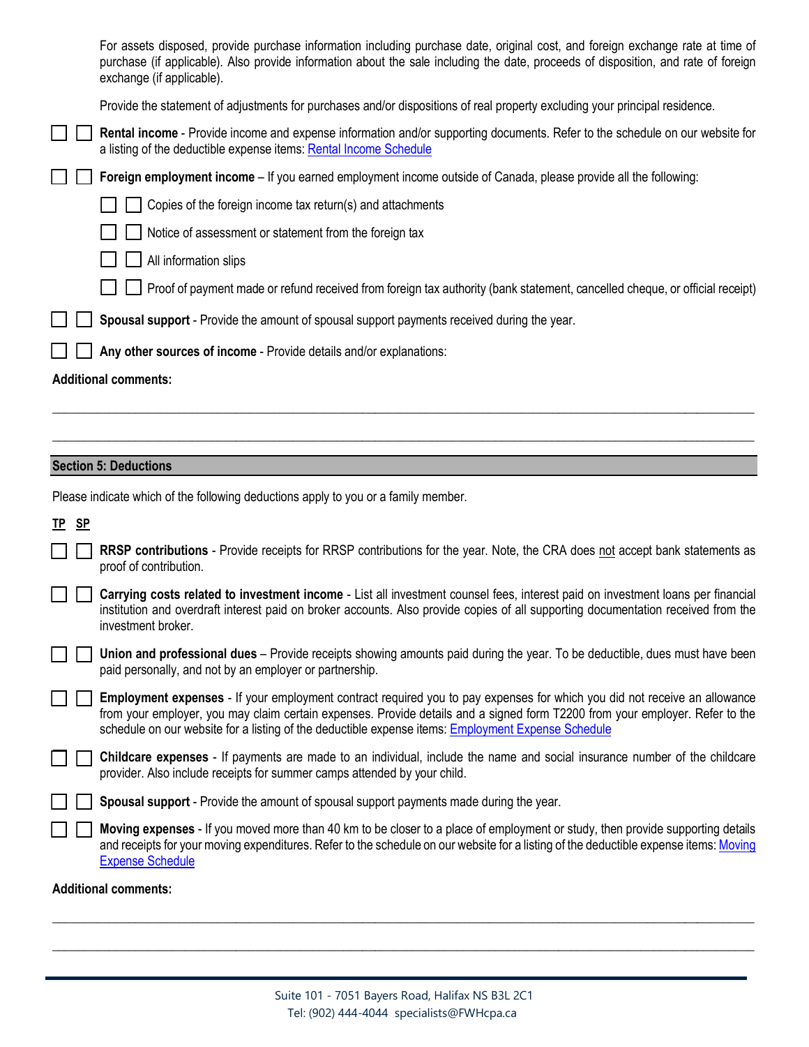For assets disposed, provide purchase information including purchase date, original cost, and foreign exchange rate at time of purchase (if applicable). Also provide information about the sale including the date, proceeds of disposition, and rate of foreign exchange (if applicable).

Provide the statement of adjustments for purchases and/or dispositions of real property excluding your principal residence.

- ☐ ☐ **Rental income** - Provide income and expense information and/or supporting documents. Refer to the schedule on our website for a listing of the deductible expense items: [Rental Income Schedule]
- ☐ ☐ **Foreign employment income** – If you earned employment income outside of Canada, please provide all the following:
  - ☐ ☐ Copies of the foreign income tax return(s) and attachments
  - ☐ ☐ Notice of assessment or statement from the foreign tax
  - ☐ ☐ All information slips
  - ☐ ☐ Proof of payment made or refund received from foreign tax authority (bank statement, cancelled cheque, or official receipt)
- ☐ ☐ **Spousal support** - Provide the amount of spousal support payments received during the year.
- ☐ ☐ **Any other sources of income** - Provide details and/or explanations:

**Additional comments:**

______________________________________________________________________________

______________________________________________________________________________

## Section 5: Deductions

Please indicate which of the following deductions apply to you or a family member.

**TP SP**

- ☐ ☐ **RRSP contributions** - Provide receipts for RRSP contributions for the year. Note, the CRA does not accept bank statements as proof of contribution.
- ☐ ☐ **Carrying costs related to investment income** - List all investment counsel fees, interest paid on investment loans per financial institution and overdraft interest paid on broker accounts. Also provide copies of all supporting documentation received from the investment broker.
- ☐ ☐ **Union and professional dues** – Provide receipts showing amounts paid during the year. To be deductible, dues must have been paid personally, and not by an employer or partnership.
- ☐ ☐ **Employment expenses** - If your employment contract required you to pay expenses for which you did not receive an allowance from your employer, you may claim certain expenses. Provide details and a signed form T2200 from your employer. Refer to the schedule on our website for a listing of the deductible expense items: [Employment Expense Schedule]
- ☐ ☐ **Childcare expenses** - If payments are made to an individual, include the name and social insurance number of the childcare provider. Also include receipts for summer camps attended by your child.
- ☐ ☐ **Spousal support** - Provide the amount of spousal support payments made during the year.
- ☐ ☐ **Moving expenses** - If you moved more than 40 km to be closer to a place of employment or study, then provide supporting details and receipts for your moving expenditures. Refer to the schedule on our website for a listing of the deductible expense items: [Moving Expense Schedule]

**Additional comments:**

______________________________________________________________________________

______________________________________________________________________________

Suite 101 - 7051 Bayers Road, Halifax NS B3L 2C1
Tel: (902) 444-4044 specialists@FWHcpa.ca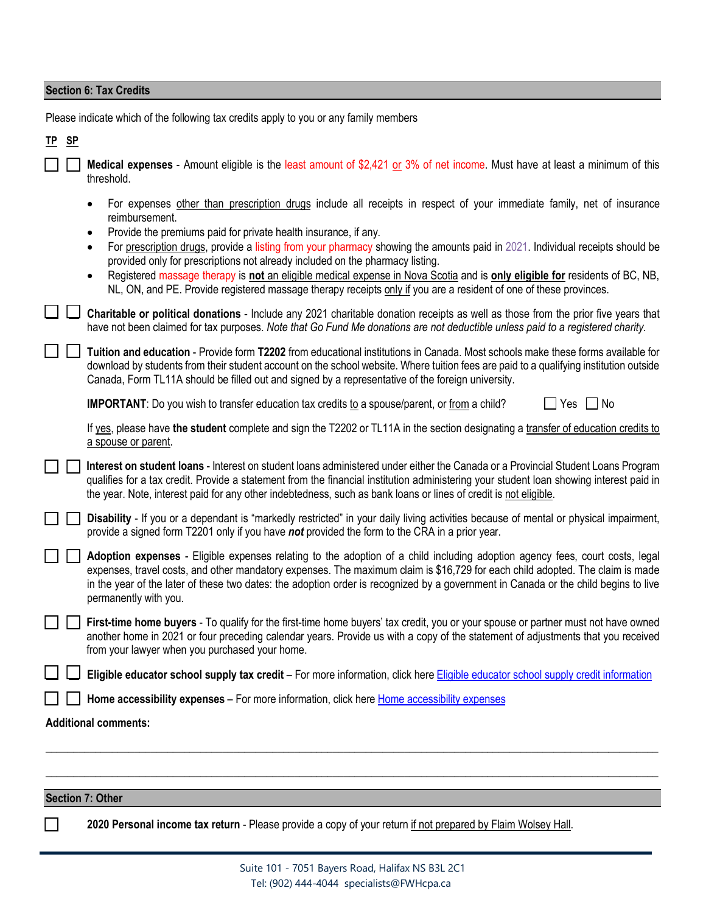## Section 6: Tax Credits

Please indicate which of the following tax credits apply to you or any family members

**TP SP**

☐ ☐ **Medical expenses** - Amount eligible is the least amount of $2,421 or 3% of net income. Must have at least a minimum of this threshold.

- For expenses other than prescription drugs include all receipts in respect of your immediate family, net of insurance reimbursement.
- Provide the premiums paid for private health insurance, if any.
- For prescription drugs, provide a listing from your pharmacy showing the amounts paid in 2021. Individual receipts should be provided only for prescriptions not already included on the pharmacy listing.
- Registered massage therapy is **not** an eligible medical expense in Nova Scotia and is **only eligible for** residents of BC, NB, NL, ON, and PE. Provide registered massage therapy receipts only if you are a resident of one of these provinces.

☐ ☐ **Charitable or political donations** - Include any 2021 charitable donation receipts as well as those from the prior five years that have not been claimed for tax purposes. *Note that Go Fund Me donations are not deductible unless paid to a registered charity.*

☐ ☐ **Tuition and education** - Provide form **T2202** from educational institutions in Canada. Most schools make these forms available for download by students from their student account on the school website. Where tuition fees are paid to a qualifying institution outside Canada, Form TL11A should be filled out and signed by a representative of the foreign university.

**IMPORTANT**: Do you wish to transfer education tax credits to a spouse/parent, or from a child? ☐ Yes ☐ No

If yes, please have **the student** complete and sign the T2202 or TL11A in the section designating a transfer of education credits to a spouse or parent.

☐ ☐ **Interest on student loans** - Interest on student loans administered under either the Canada or a Provincial Student Loans Program qualifies for a tax credit. Provide a statement from the financial institution administering your student loan showing interest paid in the year. Note, interest paid for any other indebtedness, such as bank loans or lines of credit is not eligible.

☐ ☐ **Disability** - If you or a dependant is "markedly restricted" in your daily living activities because of mental or physical impairment, provide a signed form T2201 only if you have ***not*** provided the form to the CRA in a prior year.

☐ ☐ **Adoption expenses** - Eligible expenses relating to the adoption of a child including adoption agency fees, court costs, legal expenses, travel costs, and other mandatory expenses. The maximum claim is $16,729 for each child adopted. The claim is made in the year of the later of these two dates: the adoption order is recognized by a government in Canada or the child begins to live permanently with you.

☐ ☐ **First-time home buyers** - To qualify for the first-time home buyers' tax credit, you or your spouse or partner must not have owned another home in 2021 or four preceding calendar years. Provide us with a copy of the statement of adjustments that you received from your lawyer when you purchased your home.

☐ ☐ **Eligible educator school supply tax credit** – For more information, click here Eligible educator school supply credit information

☐ ☐ **Home accessibility expenses** – For more information, click here Home accessibility expenses

**Additional comments:**

______________________________________________________________________________

______________________________________________________________________________

## Section 7: Other

☐ **2020 Personal income tax return** - Please provide a copy of your return if not prepared by Flaim Wolsey Hall.

Suite 101 - 7051 Bayers Road, Halifax NS B3L 2C1
Tel: (902) 444-4044 specialists@FWHcpa.ca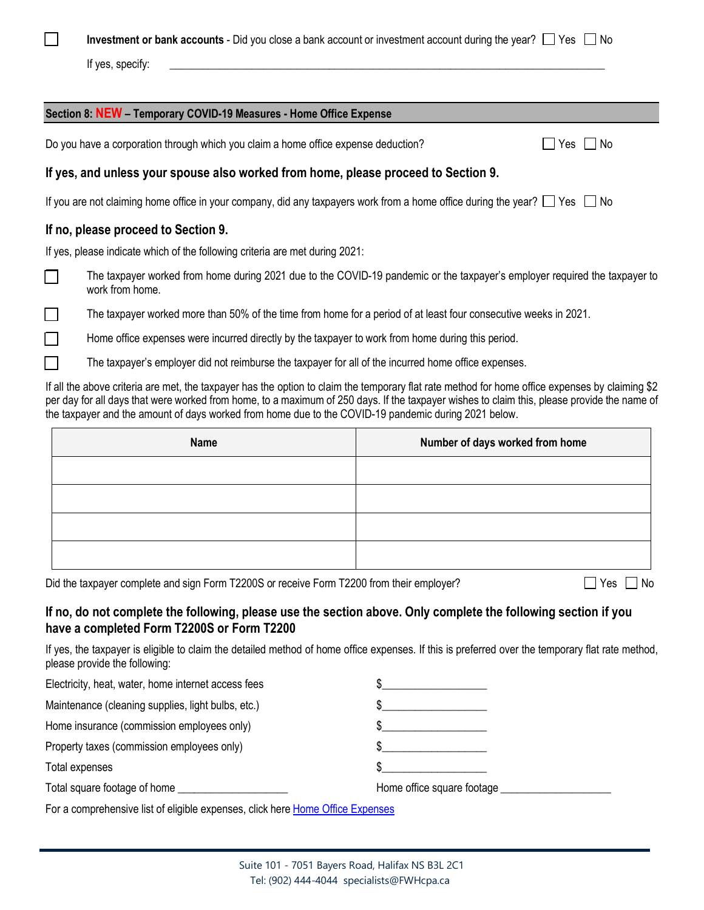☐ **Investment or bank accounts** - Did you close a bank account or investment account during the year? ☐ Yes ☐ No

If yes, specify: ____________________________________________________________________________

## Section 8: NEW – Temporary COVID-19 Measures - Home Office Expense

Do you have a corporation through which you claim a home office expense deduction? ☐ Yes ☐ No

**If yes, and unless your spouse also worked from home, please proceed to Section 9.**

If you are not claiming home office in your company, did any taxpayers work from a home office during the year? ☐ Yes ☐ No

**If no, please proceed to Section 9.**

If yes, please indicate which of the following criteria are met during 2021:

☐ The taxpayer worked from home during 2021 due to the COVID-19 pandemic or the taxpayer's employer required the taxpayer to work from home.

☐ The taxpayer worked more than 50% of the time from home for a period of at least four consecutive weeks in 2021.

☐ Home office expenses were incurred directly by the taxpayer to work from home during this period.

☐ The taxpayer's employer did not reimburse the taxpayer for all of the incurred home office expenses.

If all the above criteria are met, the taxpayer has the option to claim the temporary flat rate method for home office expenses by claiming $2 per day for all days that were worked from home, to a maximum of 250 days. If the taxpayer wishes to claim this, please provide the name of the taxpayer and the amount of days worked from home due to the COVID-19 pandemic during 2021 below.

| Name | Number of days worked from home |
|---|---|
| | |
| | |
| | |
| | |

Did the taxpayer complete and sign Form T2200S or receive Form T2200 from their employer? ☐ Yes ☐ No

**If no, do not complete the following, please use the section above. Only complete the following section if you have a completed Form T2200S or Form T2200**

If yes, the taxpayer is eligible to claim the detailed method of home office expenses. If this is preferred over the temporary flat rate method, please provide the following:

Electricity, heat, water, home internet access fees $__________________

Maintenance (cleaning supplies, light bulbs, etc.) $__________________

Home insurance (commission employees only) $__________________

Property taxes (commission employees only) $__________________

Total expenses $__________________

Total square footage of home ____________________ Home office square footage ____________________

For a comprehensive list of eligible expenses, click here [Home Office Expenses]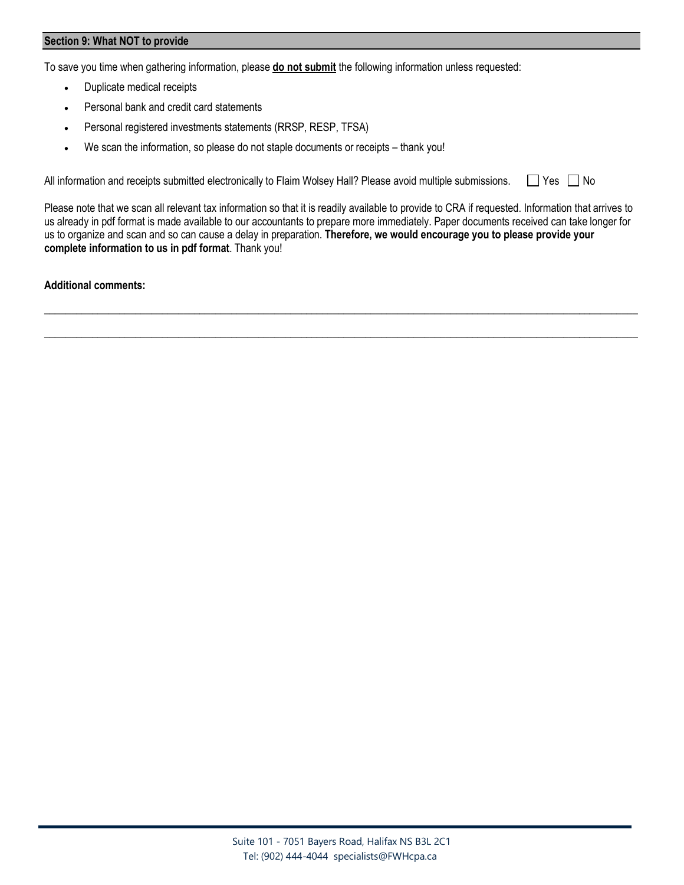## Section 9: What NOT to provide

To save you time when gathering information, please **do not submit** the following information unless requested:

- Duplicate medical receipts
- Personal bank and credit card statements
- Personal registered investments statements (RRSP, RESP, TFSA)
- We scan the information, so please do not staple documents or receipts – thank you!

All information and receipts submitted electronically to Flaim Wolsey Hall? Please avoid multiple submissions. ☐ Yes ☐ No

Please note that we scan all relevant tax information so that it is readily available to provide to CRA if requested. Information that arrives to us already in pdf format is made available to our accountants to prepare more immediately. Paper documents received can take longer for us to organize and scan and so can cause a delay in preparation. **Therefore, we would encourage you to please provide your complete information to us in pdf format**. Thank you!

**Additional comments:**

\_\_\_\_\_\_\_\_\_\_\_\_\_\_\_\_\_\_\_\_\_\_\_\_\_\_\_\_\_\_\_\_\_\_\_\_\_\_\_\_\_\_\_\_\_\_\_\_\_\_\_\_\_\_\_\_\_\_\_\_\_\_\_\_\_\_\_\_\_\_\_\_\_\_\_\_

\_\_\_\_\_\_\_\_\_\_\_\_\_\_\_\_\_\_\_\_\_\_\_\_\_\_\_\_\_\_\_\_\_\_\_\_\_\_\_\_\_\_\_\_\_\_\_\_\_\_\_\_\_\_\_\_\_\_\_\_\_\_\_\_\_\_\_\_\_\_\_\_\_\_\_\_

Suite 101 - 7051 Bayers Road, Halifax NS B3L 2C1
Tel: (902) 444-4044 specialists@FWHcpa.ca